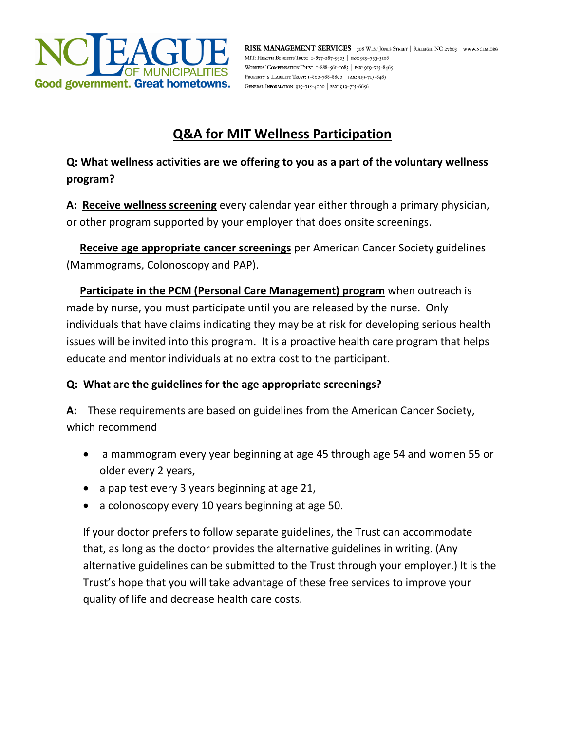RISK MANAGEMENT SERVICES | 308 West Jones Street | Raleigh, NC 27603 | www.nclm.org
MIT: Health Benefits Trust: 1-877-287-9503 | fax: 919-733-3108
Workers' Compensation Trust: 1-888-561-1083 | fax: 919-715-8465
Property & Liability Trust: 1-800-768-8600 | fax: 919-715-8465
General Information: 919-715-4000 | fax: 919-715-6656

# Q&A for MIT Wellness Participation

**Q: What wellness activities are we offering to you as a part of the voluntary wellness program?**

**A:** **Receive wellness screening** every calendar year either through a primary physician, or other program supported by your employer that does onsite screenings.

**Receive age appropriate cancer screenings** per American Cancer Society guidelines (Mammograms, Colonoscopy and PAP).

**Participate in the PCM (Personal Care Management) program** when outreach is made by nurse, you must participate until you are released by the nurse. Only individuals that have claims indicating they may be at risk for developing serious health issues will be invited into this program. It is a proactive health care program that helps educate and mentor individuals at no extra cost to the participant.

**Q: What are the guidelines for the age appropriate screenings?**

**A:** These requirements are based on guidelines from the American Cancer Society, which recommend

- a mammogram every year beginning at age 45 through age 54 and women 55 or older every 2 years,
- a pap test every 3 years beginning at age 21,
- a colonoscopy every 10 years beginning at age 50.

If your doctor prefers to follow separate guidelines, the Trust can accommodate that, as long as the doctor provides the alternative guidelines in writing. (Any alternative guidelines can be submitted to the Trust through your employer.) It is the Trust's hope that you will take advantage of these free services to improve your quality of life and decrease health care costs.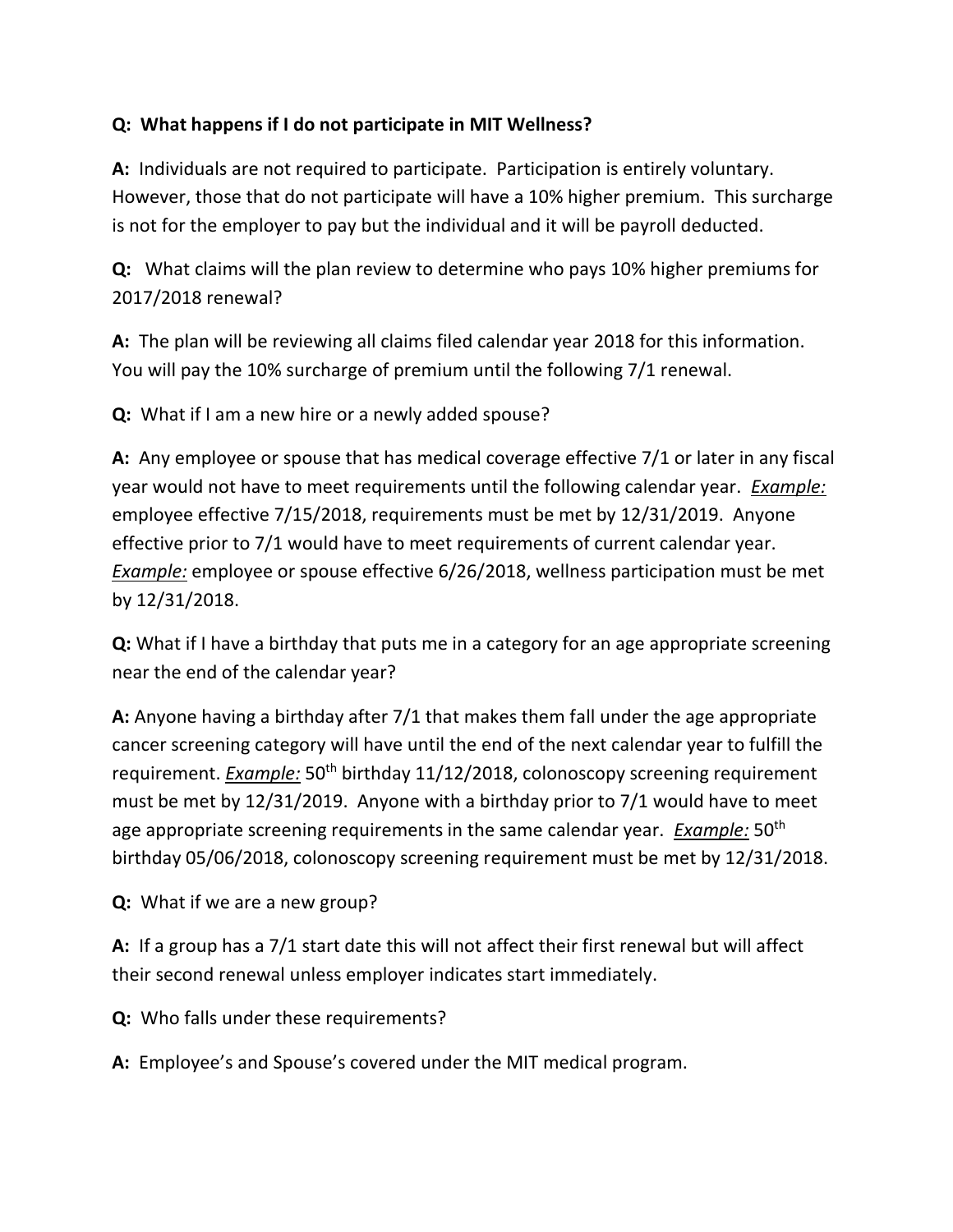**Q: What happens if I do not participate in MIT Wellness?**

**A:** Individuals are not required to participate. Participation is entirely voluntary. However, those that do not participate will have a 10% higher premium. This surcharge is not for the employer to pay but the individual and it will be payroll deducted.

**Q:** What claims will the plan review to determine who pays 10% higher premiums for 2017/2018 renewal?

**A:** The plan will be reviewing all claims filed calendar year 2018 for this information. You will pay the 10% surcharge of premium until the following 7/1 renewal.

**Q:** What if I am a new hire or a newly added spouse?

**A:** Any employee or spouse that has medical coverage effective 7/1 or later in any fiscal year would not have to meet requirements until the following calendar year. ***Example:*** employee effective 7/15/2018, requirements must be met by 12/31/2019. Anyone effective prior to 7/1 would have to meet requirements of current calendar year. ***Example:*** employee or spouse effective 6/26/2018, wellness participation must be met by 12/31/2018.

**Q:** What if I have a birthday that puts me in a category for an age appropriate screening near the end of the calendar year?

**A:** Anyone having a birthday after 7/1 that makes them fall under the age appropriate cancer screening category will have until the end of the next calendar year to fulfill the requirement. ***Example:*** 50th birthday 11/12/2018, colonoscopy screening requirement must be met by 12/31/2019. Anyone with a birthday prior to 7/1 would have to meet age appropriate screening requirements in the same calendar year. ***Example:*** 50th birthday 05/06/2018, colonoscopy screening requirement must be met by 12/31/2018.

**Q:** What if we are a new group?

**A:** If a group has a 7/1 start date this will not affect their first renewal but will affect their second renewal unless employer indicates start immediately.

**Q:** Who falls under these requirements?

**A:** Employee's and Spouse's covered under the MIT medical program.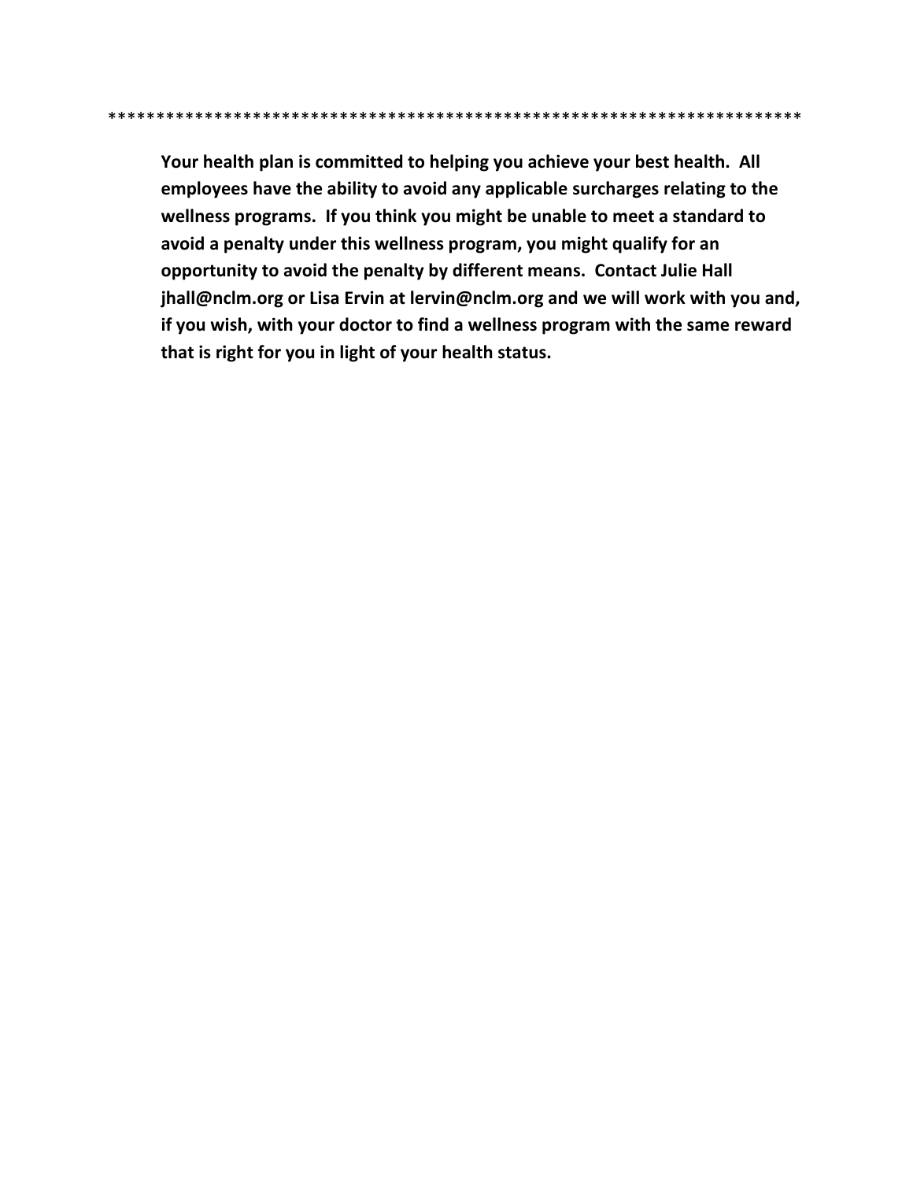*************************************************************************

**Your health plan is committed to helping you achieve your best health. All employees have the ability to avoid any applicable surcharges relating to the wellness programs. If you think you might be unable to meet a standard to avoid a penalty under this wellness program, you might qualify for an opportunity to avoid the penalty by different means. Contact Julie Hall jhall@nclm.org or Lisa Ervin at lervin@nclm.org and we will work with you and, if you wish, with your doctor to find a wellness program with the same reward that is right for you in light of your health status.**